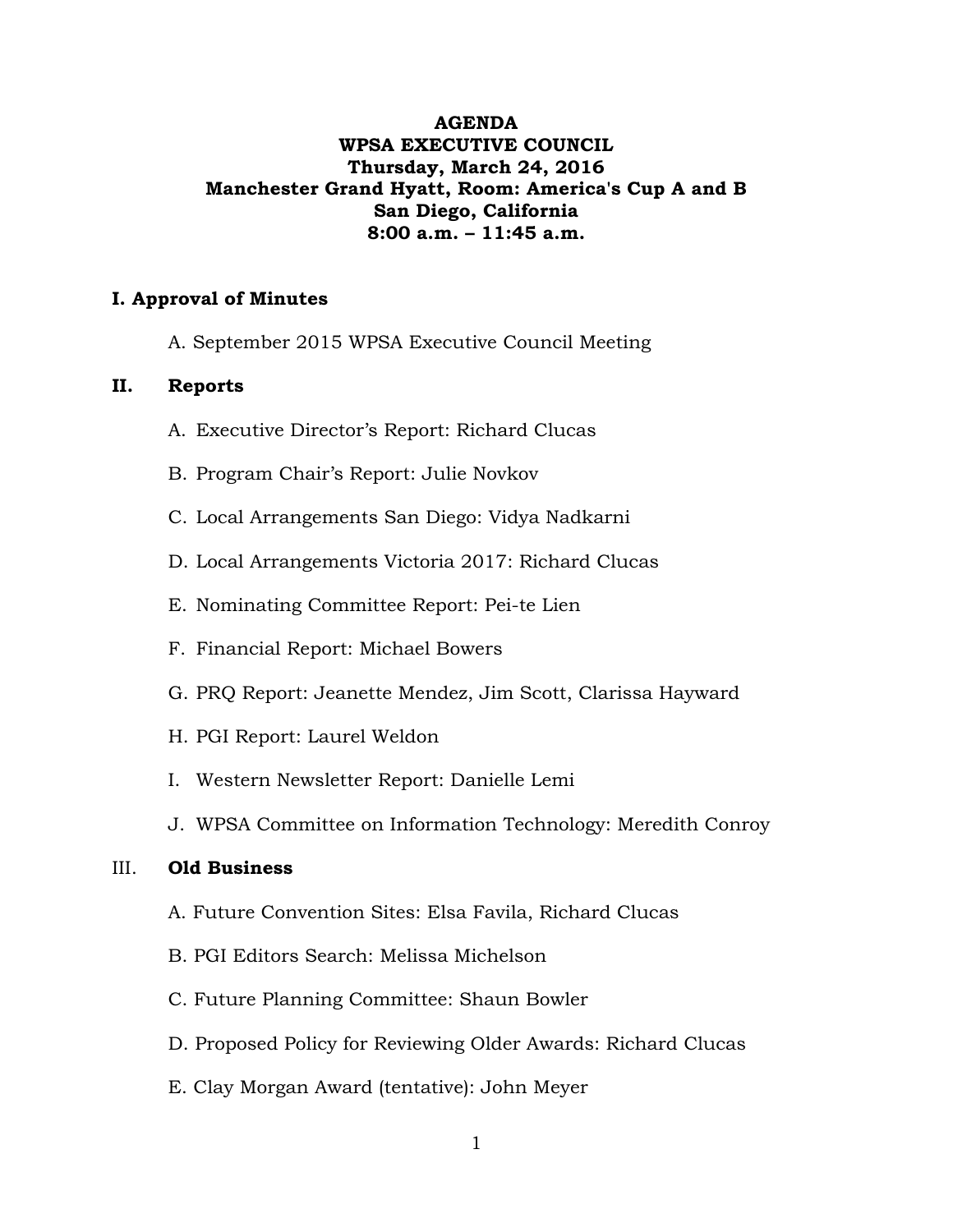**AGENDA**
**WPSA EXECUTIVE COUNCIL**
**Thursday, March 24, 2016**
**Manchester Grand Hyatt, Room: America's Cup A and B**
**San Diego, California**
**8:00 a.m. – 11:45 a.m.**

## I. Approval of Minutes

A. September 2015 WPSA Executive Council Meeting

## II. Reports

A. Executive Director's Report: Richard Clucas

B. Program Chair's Report: Julie Novkov

C. Local Arrangements San Diego: Vidya Nadkarni

D. Local Arrangements Victoria 2017: Richard Clucas

E. Nominating Committee Report: Pei-te Lien

F. Financial Report: Michael Bowers

G. PRQ Report: Jeanette Mendez, Jim Scott, Clarissa Hayward

H. PGI Report: Laurel Weldon

I. Western Newsletter Report: Danielle Lemi

J. WPSA Committee on Information Technology: Meredith Conroy

## III. Old Business

A. Future Convention Sites: Elsa Favila, Richard Clucas

B. PGI Editors Search: Melissa Michelson

C. Future Planning Committee: Shaun Bowler

D. Proposed Policy for Reviewing Older Awards: Richard Clucas

E. Clay Morgan Award (tentative): John Meyer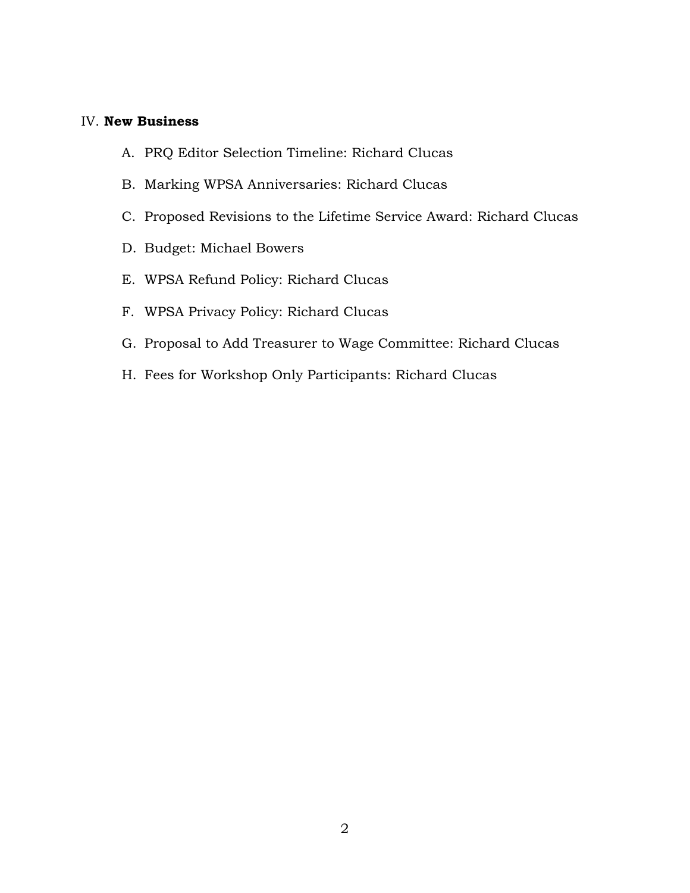IV. **New Business**

A. PRQ Editor Selection Timeline: Richard Clucas

B. Marking WPSA Anniversaries: Richard Clucas

C. Proposed Revisions to the Lifetime Service Award: Richard Clucas

D. Budget: Michael Bowers

E. WPSA Refund Policy: Richard Clucas

F. WPSA Privacy Policy: Richard Clucas

G. Proposal to Add Treasurer to Wage Committee: Richard Clucas

H. Fees for Workshop Only Participants: Richard Clucas